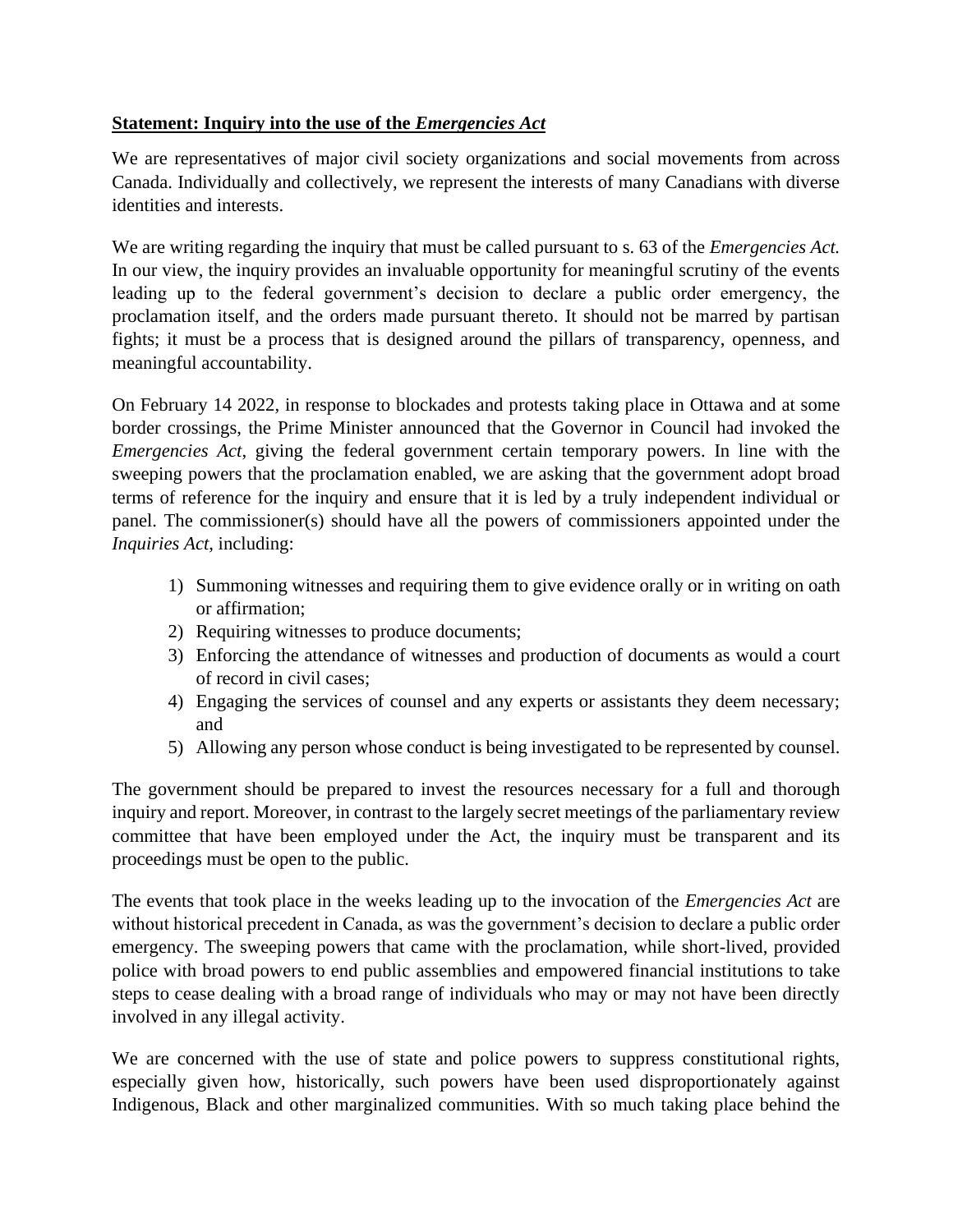**Statement: Inquiry into the use of the *Emergencies Act***

We are representatives of major civil society organizations and social movements from across Canada. Individually and collectively, we represent the interests of many Canadians with diverse identities and interests.

We are writing regarding the inquiry that must be called pursuant to s. 63 of the *Emergencies Act.* In our view, the inquiry provides an invaluable opportunity for meaningful scrutiny of the events leading up to the federal government's decision to declare a public order emergency, the proclamation itself, and the orders made pursuant thereto. It should not be marred by partisan fights; it must be a process that is designed around the pillars of transparency, openness, and meaningful accountability.

On February 14 2022, in response to blockades and protests taking place in Ottawa and at some border crossings, the Prime Minister announced that the Governor in Council had invoked the *Emergencies Act*, giving the federal government certain temporary powers. In line with the sweeping powers that the proclamation enabled, we are asking that the government adopt broad terms of reference for the inquiry and ensure that it is led by a truly independent individual or panel. The commissioner(s) should have all the powers of commissioners appointed under the *Inquiries Act*, including:

1) Summoning witnesses and requiring them to give evidence orally or in writing on oath or affirmation;
2) Requiring witnesses to produce documents;
3) Enforcing the attendance of witnesses and production of documents as would a court of record in civil cases;
4) Engaging the services of counsel and any experts or assistants they deem necessary; and
5) Allowing any person whose conduct is being investigated to be represented by counsel.

The government should be prepared to invest the resources necessary for a full and thorough inquiry and report. Moreover, in contrast to the largely secret meetings of the parliamentary review committee that have been employed under the Act, the inquiry must be transparent and its proceedings must be open to the public.

The events that took place in the weeks leading up to the invocation of the *Emergencies Act* are without historical precedent in Canada, as was the government's decision to declare a public order emergency. The sweeping powers that came with the proclamation, while short-lived, provided police with broad powers to end public assemblies and empowered financial institutions to take steps to cease dealing with a broad range of individuals who may or may not have been directly involved in any illegal activity.

We are concerned with the use of state and police powers to suppress constitutional rights, especially given how, historically, such powers have been used disproportionately against Indigenous, Black and other marginalized communities. With so much taking place behind the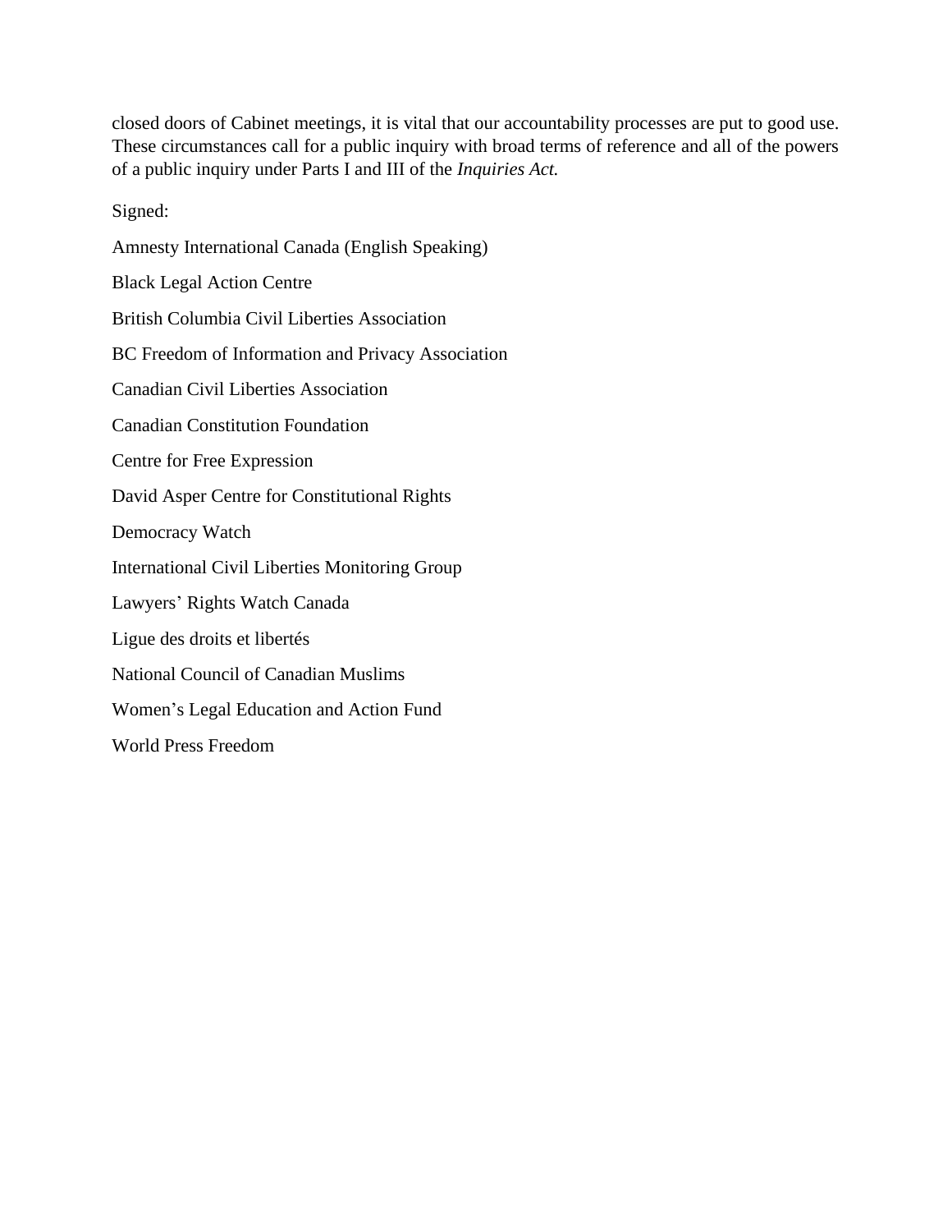closed doors of Cabinet meetings, it is vital that our accountability processes are put to good use. These circumstances call for a public inquiry with broad terms of reference and all of the powers of a public inquiry under Parts I and III of the *Inquiries Act.*

Signed:

Amnesty International Canada (English Speaking)

Black Legal Action Centre

British Columbia Civil Liberties Association

BC Freedom of Information and Privacy Association

Canadian Civil Liberties Association

Canadian Constitution Foundation

Centre for Free Expression

David Asper Centre for Constitutional Rights

Democracy Watch

International Civil Liberties Monitoring Group

Lawyers' Rights Watch Canada

Ligue des droits et libertés

National Council of Canadian Muslims

Women's Legal Education and Action Fund

World Press Freedom